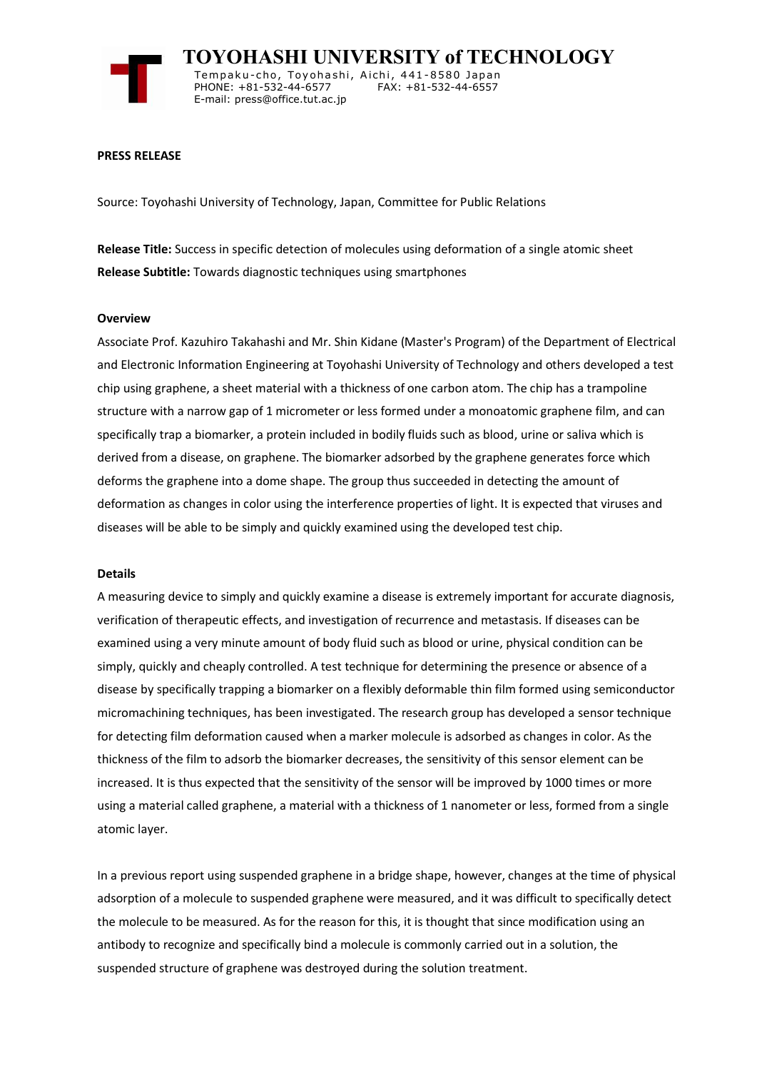# TOYOHASHI UNIVERSITY of TECHNOLOGY

Tempaku-cho, Toyohashi, Aichi, 441-8580 Japan
PHONE: +81-532-44-6577 FAX: +81-532-44-6557
E-mail: press@office.tut.ac.jp

**PRESS RELEASE**

Source: Toyohashi University of Technology, Japan, Committee for Public Relations

**Release Title:** Success in specific detection of molecules using deformation of a single atomic sheet
**Release Subtitle:** Towards diagnostic techniques using smartphones

**Overview**

Associate Prof. Kazuhiro Takahashi and Mr. Shin Kidane (Master's Program) of the Department of Electrical and Electronic Information Engineering at Toyohashi University of Technology and others developed a test chip using graphene, a sheet material with a thickness of one carbon atom. The chip has a trampoline structure with a narrow gap of 1 micrometer or less formed under a monoatomic graphene film, and can specifically trap a biomarker, a protein included in bodily fluids such as blood, urine or saliva which is derived from a disease, on graphene. The biomarker adsorbed by the graphene generates force which deforms the graphene into a dome shape. The group thus succeeded in detecting the amount of deformation as changes in color using the interference properties of light. It is expected that viruses and diseases will be able to be simply and quickly examined using the developed test chip.

**Details**

A measuring device to simply and quickly examine a disease is extremely important for accurate diagnosis, verification of therapeutic effects, and investigation of recurrence and metastasis. If diseases can be examined using a very minute amount of body fluid such as blood or urine, physical condition can be simply, quickly and cheaply controlled. A test technique for determining the presence or absence of a disease by specifically trapping a biomarker on a flexibly deformable thin film formed using semiconductor micromachining techniques, has been investigated. The research group has developed a sensor technique for detecting film deformation caused when a marker molecule is adsorbed as changes in color. As the thickness of the film to adsorb the biomarker decreases, the sensitivity of this sensor element can be increased. It is thus expected that the sensitivity of the sensor will be improved by 1000 times or more using a material called graphene, a material with a thickness of 1 nanometer or less, formed from a single atomic layer.

In a previous report using suspended graphene in a bridge shape, however, changes at the time of physical adsorption of a molecule to suspended graphene were measured, and it was difficult to specifically detect the molecule to be measured. As for the reason for this, it is thought that since modification using an antibody to recognize and specifically bind a molecule is commonly carried out in a solution, the suspended structure of graphene was destroyed during the solution treatment.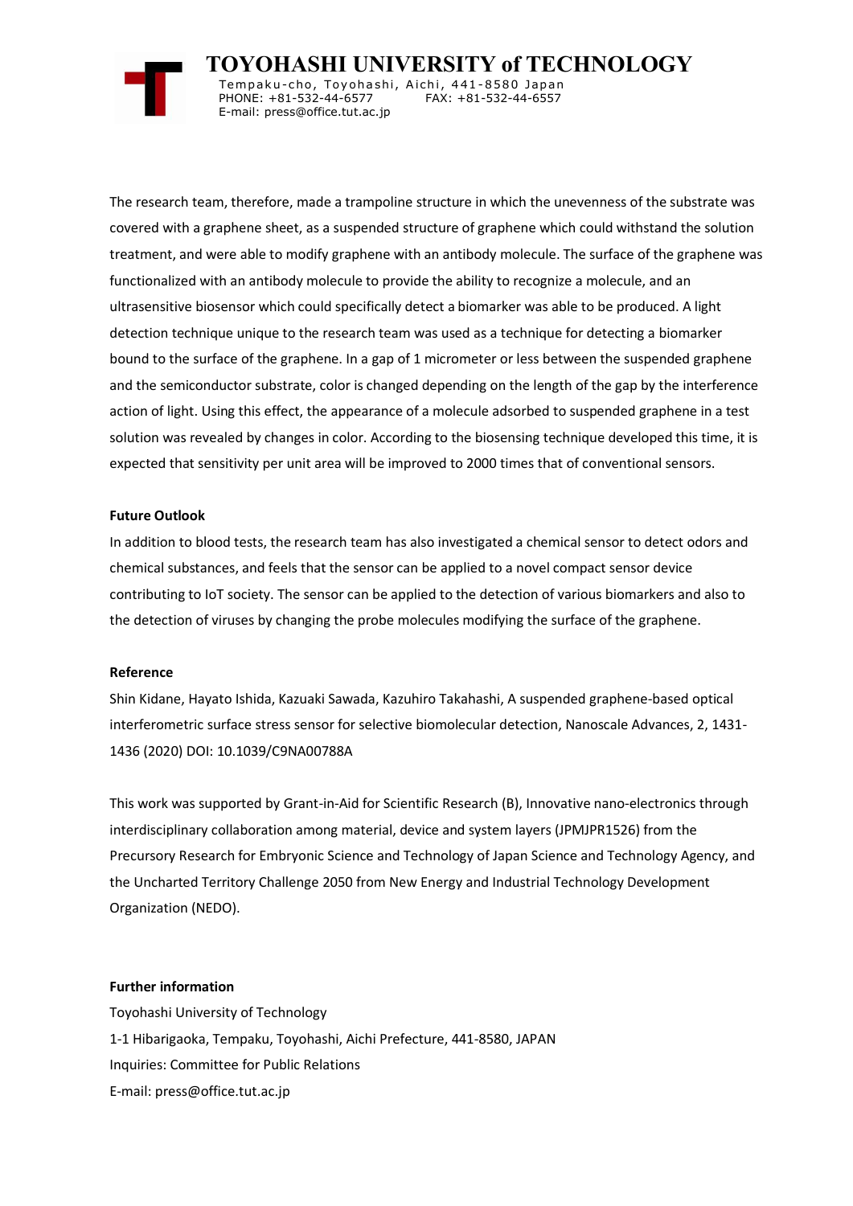The research team, therefore, made a trampoline structure in which the unevenness of the substrate was covered with a graphene sheet, as a suspended structure of graphene which could withstand the solution treatment, and were able to modify graphene with an antibody molecule. The surface of the graphene was functionalized with an antibody molecule to provide the ability to recognize a molecule, and an ultrasensitive biosensor which could specifically detect a biomarker was able to be produced. A light detection technique unique to the research team was used as a technique for detecting a biomarker bound to the surface of the graphene. In a gap of 1 micrometer or less between the suspended graphene and the semiconductor substrate, color is changed depending on the length of the gap by the interference action of light. Using this effect, the appearance of a molecule adsorbed to suspended graphene in a test solution was revealed by changes in color. According to the biosensing technique developed this time, it is expected that sensitivity per unit area will be improved to 2000 times that of conventional sensors.

**Future Outlook**

In addition to blood tests, the research team has also investigated a chemical sensor to detect odors and chemical substances, and feels that the sensor can be applied to a novel compact sensor device contributing to IoT society. The sensor can be applied to the detection of various biomarkers and also to the detection of viruses by changing the probe molecules modifying the surface of the graphene.

**Reference**

Shin Kidane, Hayato Ishida, Kazuaki Sawada, Kazuhiro Takahashi, A suspended graphene-based optical interferometric surface stress sensor for selective biomolecular detection, Nanoscale Advances, 2, 1431-1436 (2020) DOI: 10.1039/C9NA00788A

This work was supported by Grant-in-Aid for Scientific Research (B), Innovative nano-electronics through interdisciplinary collaboration among material, device and system layers (JPMJPR1526) from the Precursory Research for Embryonic Science and Technology of Japan Science and Technology Agency, and the Uncharted Territory Challenge 2050 from New Energy and Industrial Technology Development Organization (NEDO).

**Further information**

Toyohashi University of Technology
1-1 Hibarigaoka, Tempaku, Toyohashi, Aichi Prefecture, 441-8580, JAPAN
Inquiries: Committee for Public Relations
E-mail: press@office.tut.ac.jp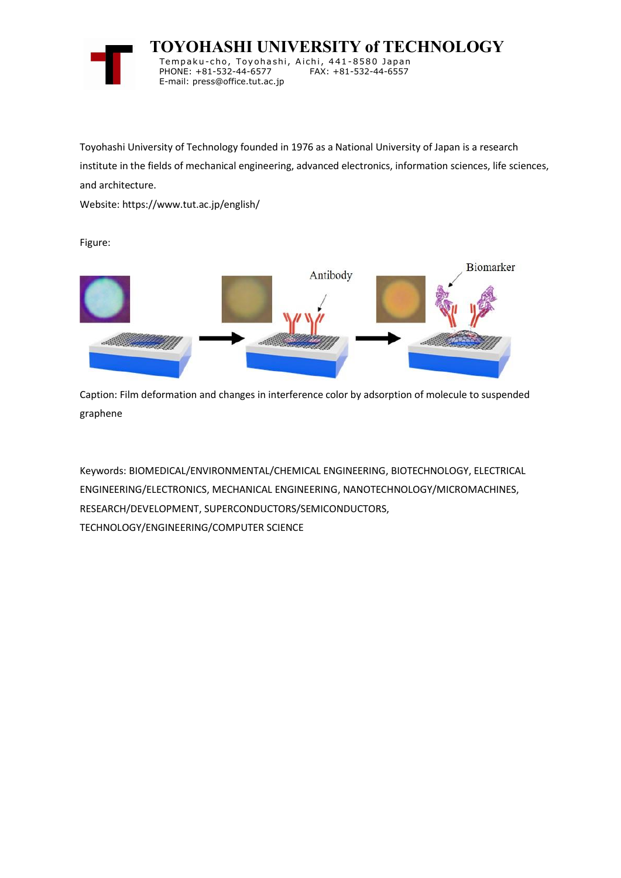# TOYOHASHI UNIVERSITY of TECHNOLOGY

Tempaku-cho, Toyohashi, Aichi, 441-8580 Japan
PHONE: +81-532-44-6577 FAX: +81-532-44-6557
E-mail: press@office.tut.ac.jp

Toyohashi University of Technology founded in 1976 as a National University of Japan is a research institute in the fields of mechanical engineering, advanced electronics, information sciences, life sciences, and architecture.

Website: https://www.tut.ac.jp/english/

Figure:

Antibody

Biomarker

Caption: Film deformation and changes in interference color by adsorption of molecule to suspended graphene

Keywords: BIOMEDICAL/ENVIRONMENTAL/CHEMICAL ENGINEERING, BIOTECHNOLOGY, ELECTRICAL ENGINEERING/ELECTRONICS, MECHANICAL ENGINEERING, NANOTECHNOLOGY/MICROMACHINES, RESEARCH/DEVELOPMENT, SUPERCONDUCTORS/SEMICONDUCTORS, TECHNOLOGY/ENGINEERING/COMPUTER SCIENCE